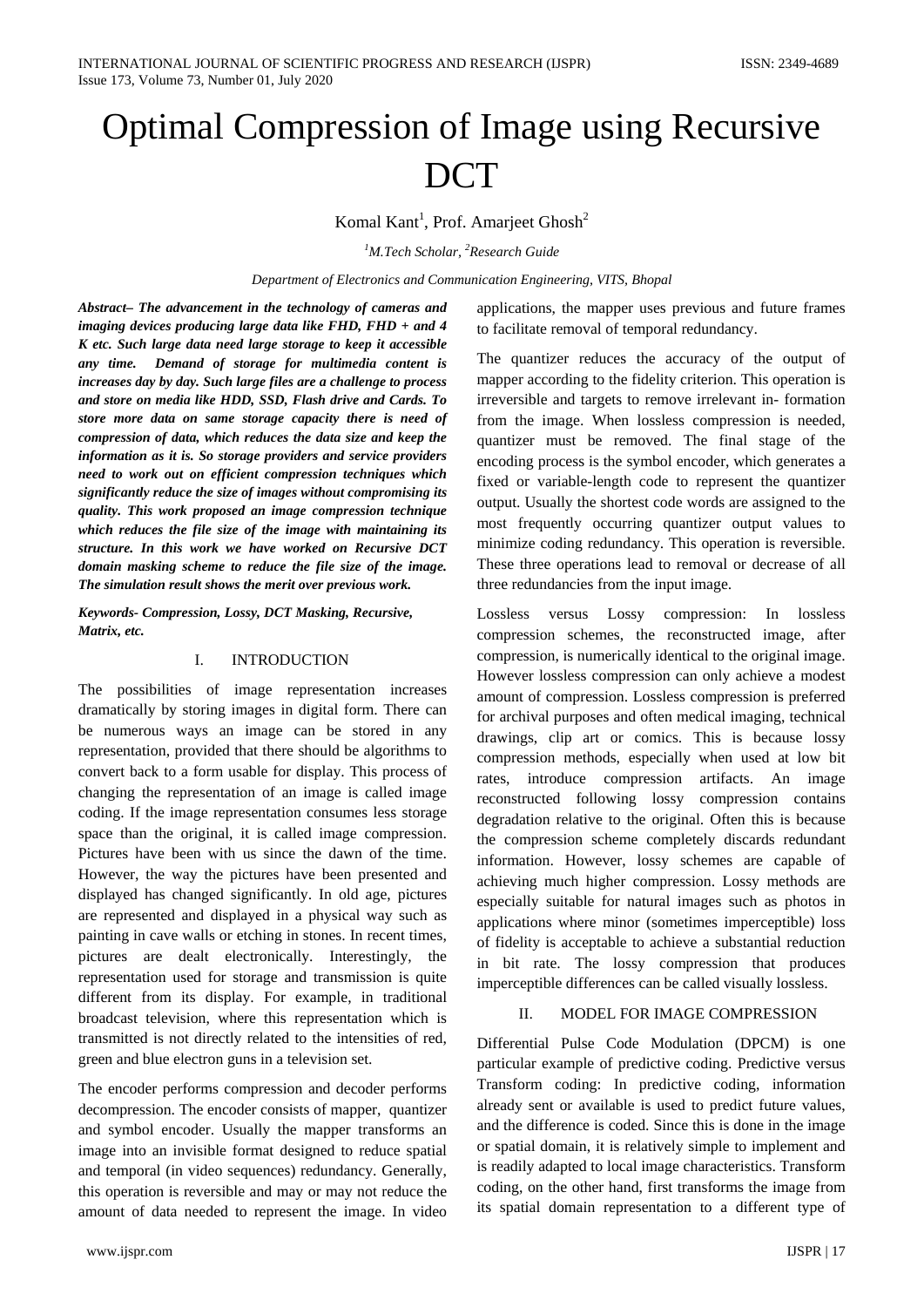# Optimal Compression of Image using Recursive DCT

Komal Kant[1], Prof. Amarjeet Ghosh[2]

[1]*M.Tech Scholar,* [2]*Research Guide*

*Department of Electronics and Communication Engineering, VITS, Bhopal*

***Abstract*– *The advancement in the technology of cameras and imaging devices producing large data like FHD, FHD + and 4 K etc. Such large data need large storage to keep it accessible any time. Demand of storage for multimedia content is increases day by day. Such large files are a challenge to process and store on media like HDD, SSD, Flash drive and Cards. To store more data on same storage capacity there is need of compression of data, which reduces the data size and keep the information as it is. So storage providers and service providers need to work out on efficient compression techniques which significantly reduce the size of images without compromising its quality. This work proposed an image compression technique which reduces the file size of the image with maintaining its structure. In this work we have worked on Recursive DCT domain masking scheme to reduce the file size of the image. The simulation result shows the merit over previous work.***

***Keywords- Compression, Lossy, DCT Masking, Recursive, Matrix, etc.***

## I. INTRODUCTION

The possibilities of image representation increases dramatically by storing images in digital form. There can be numerous ways an image can be stored in any representation, provided that there should be algorithms to convert back to a form usable for display. This process of changing the representation of an image is called image coding. If the image representation consumes less storage space than the original, it is called image compression. Pictures have been with us since the dawn of the time. However, the way the pictures have been presented and displayed has changed significantly. In old age, pictures are represented and displayed in a physical way such as painting in cave walls or etching in stones. In recent times, pictures are dealt electronically. Interestingly, the representation used for storage and transmission is quite different from its display. For example, in traditional broadcast television, where this representation which is transmitted is not directly related to the intensities of red, green and blue electron guns in a television set.

The encoder performs compression and decoder performs decompression. The encoder consists of mapper, quantizer and symbol encoder. Usually the mapper transforms an image into an invisible format designed to reduce spatial and temporal (in video sequences) redundancy. Generally, this operation is reversible and may or may not reduce the amount of data needed to represent the image. In video applications, the mapper uses previous and future frames to facilitate removal of temporal redundancy.

The quantizer reduces the accuracy of the output of mapper according to the fidelity criterion. This operation is irreversible and targets to remove irrelevant in- formation from the image. When lossless compression is needed, quantizer must be removed. The final stage of the encoding process is the symbol encoder, which generates a fixed or variable-length code to represent the quantizer output. Usually the shortest code words are assigned to the most frequently occurring quantizer output values to minimize coding redundancy. This operation is reversible. These three operations lead to removal or decrease of all three redundancies from the input image.

Lossless versus Lossy compression: In lossless compression schemes, the reconstructed image, after compression, is numerically identical to the original image. However lossless compression can only achieve a modest amount of compression. Lossless compression is preferred for archival purposes and often medical imaging, technical drawings, clip art or comics. This is because lossy compression methods, especially when used at low bit rates, introduce compression artifacts. An image reconstructed following lossy compression contains degradation relative to the original. Often this is because the compression scheme completely discards redundant information. However, lossy schemes are capable of achieving much higher compression. Lossy methods are especially suitable for natural images such as photos in applications where minor (sometimes imperceptible) loss of fidelity is acceptable to achieve a substantial reduction in bit rate. The lossy compression that produces imperceptible differences can be called visually lossless.

## II. MODEL FOR IMAGE COMPRESSION

Differential Pulse Code Modulation (DPCM) is one particular example of predictive coding. Predictive versus Transform coding: In predictive coding, information already sent or available is used to predict future values, and the difference is coded. Since this is done in the image or spatial domain, it is relatively simple to implement and is readily adapted to local image characteristics. Transform coding, on the other hand, first transforms the image from its spatial domain representation to a different type of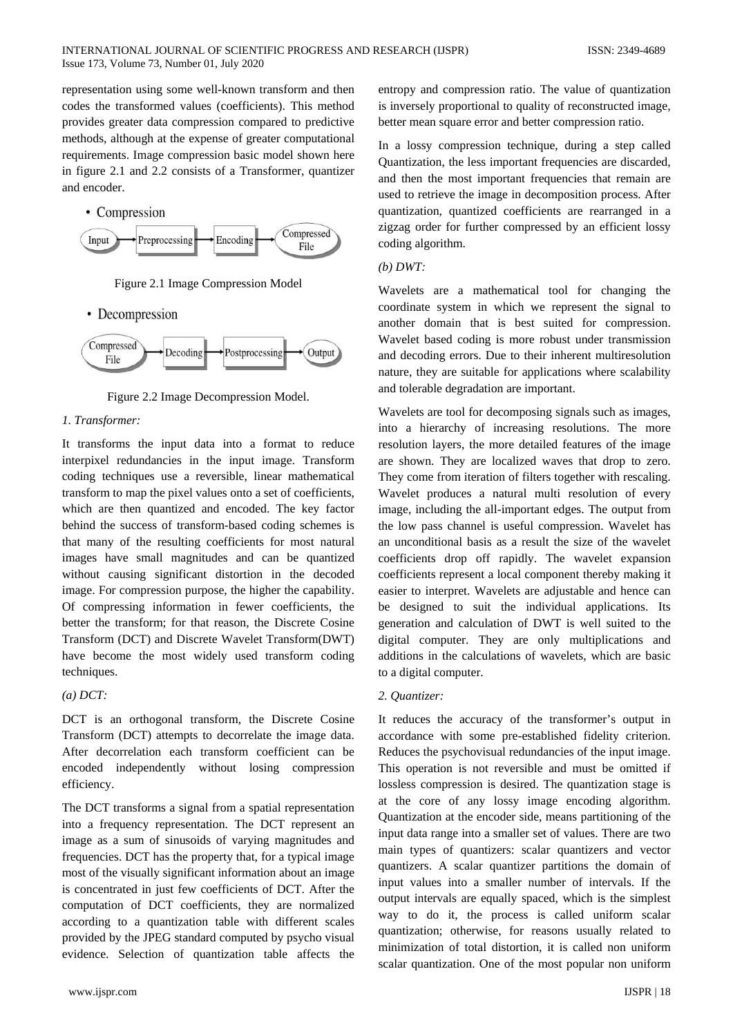representation using some well-known transform and then codes the transformed values (coefficients). This method provides greater data compression compared to predictive methods, although at the expense of greater computational requirements. Image compression basic model shown here in figure 2.1 and 2.2 consists of a Transformer, quantizer and encoder.

• Compression

Input → Preprocessing → Encoding → Compressed File

Figure 2.1 Image Compression Model

• Decompression

Compressed File → Decoding → Postprocessing → Output

Figure 2.2 Image Decompression Model.

*1. Transformer:*

It transforms the input data into a format to reduce interpixel redundancies in the input image. Transform coding techniques use a reversible, linear mathematical transform to map the pixel values onto a set of coefficients, which are then quantized and encoded. The key factor behind the success of transform-based coding schemes is that many of the resulting coefficients for most natural images have small magnitudes and can be quantized without causing significant distortion in the decoded image. For compression purpose, the higher the capability. Of compressing information in fewer coefficients, the better the transform; for that reason, the Discrete Cosine Transform (DCT) and Discrete Wavelet Transform(DWT) have become the most widely used transform coding techniques.

*(a) DCT:*

DCT is an orthogonal transform, the Discrete Cosine Transform (DCT) attempts to decorrelate the image data. After decorrelation each transform coefficient can be encoded independently without losing compression efficiency.

The DCT transforms a signal from a spatial representation into a frequency representation. The DCT represent an image as a sum of sinusoids of varying magnitudes and frequencies. DCT has the property that, for a typical image most of the visually significant information about an image is concentrated in just few coefficients of DCT. After the computation of DCT coefficients, they are normalized according to a quantization table with different scales provided by the JPEG standard computed by psycho visual evidence. Selection of quantization table affects the entropy and compression ratio. The value of quantization is inversely proportional to quality of reconstructed image, better mean square error and better compression ratio.

In a lossy compression technique, during a step called Quantization, the less important frequencies are discarded, and then the most important frequencies that remain are used to retrieve the image in decomposition process. After quantization, quantized coefficients are rearranged in a zigzag order for further compressed by an efficient lossy coding algorithm.

*(b) DWT:*

Wavelets are a mathematical tool for changing the coordinate system in which we represent the signal to another domain that is best suited for compression. Wavelet based coding is more robust under transmission and decoding errors. Due to their inherent multiresolution nature, they are suitable for applications where scalability and tolerable degradation are important.

Wavelets are tool for decomposing signals such as images, into a hierarchy of increasing resolutions. The more resolution layers, the more detailed features of the image are shown. They are localized waves that drop to zero. They come from iteration of filters together with rescaling. Wavelet produces a natural multi resolution of every image, including the all-important edges. The output from the low pass channel is useful compression. Wavelet has an unconditional basis as a result the size of the wavelet coefficients drop off rapidly. The wavelet expansion coefficients represent a local component thereby making it easier to interpret. Wavelets are adjustable and hence can be designed to suit the individual applications. Its generation and calculation of DWT is well suited to the digital computer. They are only multiplications and additions in the calculations of wavelets, which are basic to a digital computer.

*2. Quantizer:*

It reduces the accuracy of the transformer's output in accordance with some pre-established fidelity criterion. Reduces the psychovisual redundancies of the input image. This operation is not reversible and must be omitted if lossless compression is desired. The quantization stage is at the core of any lossy image encoding algorithm. Quantization at the encoder side, means partitioning of the input data range into a smaller set of values. There are two main types of quantizers: scalar quantizers and vector quantizers. A scalar quantizer partitions the domain of input values into a smaller number of intervals. If the output intervals are equally spaced, which is the simplest way to do it, the process is called uniform scalar quantization; otherwise, for reasons usually related to minimization of total distortion, it is called non uniform scalar quantization. One of the most popular non uniform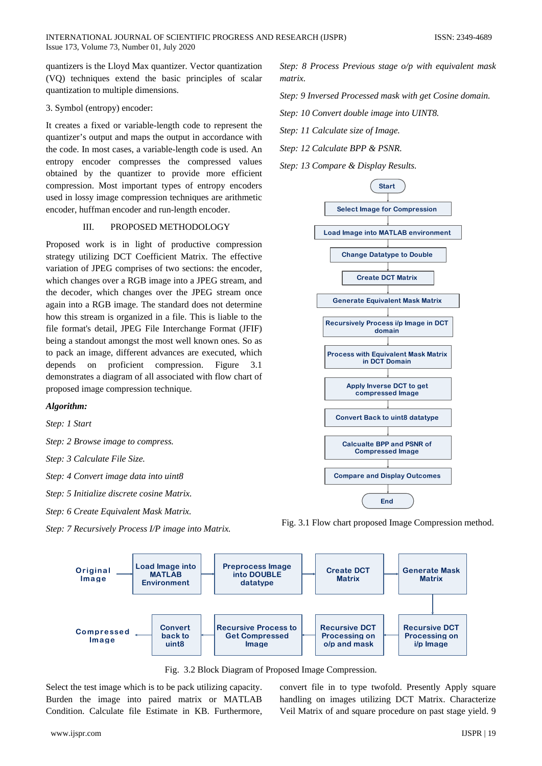quantizers is the Lloyd Max quantizer. Vector quantization (VQ) techniques extend the basic principles of scalar quantization to multiple dimensions.

3. Symbol (entropy) encoder:

It creates a fixed or variable-length code to represent the quantizer's output and maps the output in accordance with the code. In most cases, a variable-length code is used. An entropy encoder compresses the compressed values obtained by the quantizer to provide more efficient compression. Most important types of entropy encoders used in lossy image compression techniques are arithmetic encoder, huffman encoder and run-length encoder.

## III. PROPOSED METHODOLOGY

Proposed work is in light of productive compression strategy utilizing DCT Coefficient Matrix. The effective variation of JPEG comprises of two sections: the encoder, which changes over a RGB image into a JPEG stream, and the decoder, which changes over the JPEG stream once again into a RGB image. The standard does not determine how this stream is organized in a file. This is liable to the file format's detail, JPEG File Interchange Format (JFIF) being a standout amongst the most well known ones. So as to pack an image, different advances are executed, which depends on proficient compression. Figure 3.1 demonstrates a diagram of all associated with flow chart of proposed image compression technique.

***Algorithm:***

*Step: 1 Start*

*Step: 2 Browse image to compress.*

*Step: 3 Calculate File Size.*

*Step: 4 Convert image data into uint8*

*Step: 5 Initialize discrete cosine Matrix.*

*Step: 6 Create Equivalent Mask Matrix.*

*Step: 7 Recursively Process I/P image into Matrix.*

*Step: 8 Process Previous stage o/p with equivalent mask matrix.*

*Step: 9 Inversed Processed mask with get Cosine domain.*

*Step: 10 Convert double image into UINT8.*

*Step: 11 Calculate size of Image.*

*Step: 12 Calculate BPP & PSNR.*

*Step: 13 Compare & Display Results.*

Start → Select Image for Compression → Load Image into MATLAB environment → Change Datatype to Double → Create DCT Matrix → Generate Equivalent Mask Matrix → Recursively Process i/p Image in DCT domain → Process with Equivalent Mask Matrix in DCT Domain → Apply Inverse DCT to get compressed Image → Convert Back to uint8 datatype → Calcualte BPP and PSNR of Compressed Image → Compare and Display Outcomes → End

Fig. 3.1 Flow chart proposed Image Compression method.

Original Image → Load Image into MATLAB Environment → Preprocess Image into DOUBLE datatype → Create DCT Matrix → Generate Mask Matrix → Recursive DCT Processing on i/p Image → Recursive DCT Processing on o/p and mask → Recursive Process to Get Compressed Image → Convert back to uint8 → Compressed Image

Fig. 3.2 Block Diagram of Proposed Image Compression.

Select the test image which is to be pack utilizing capacity. Burden the image into paired matrix or MATLAB Condition. Calculate file Estimate in KB. Furthermore, convert file in to type twofold. Presently Apply square handling on images utilizing DCT Matrix. Characterize Veil Matrix of and square procedure on past stage yield. 9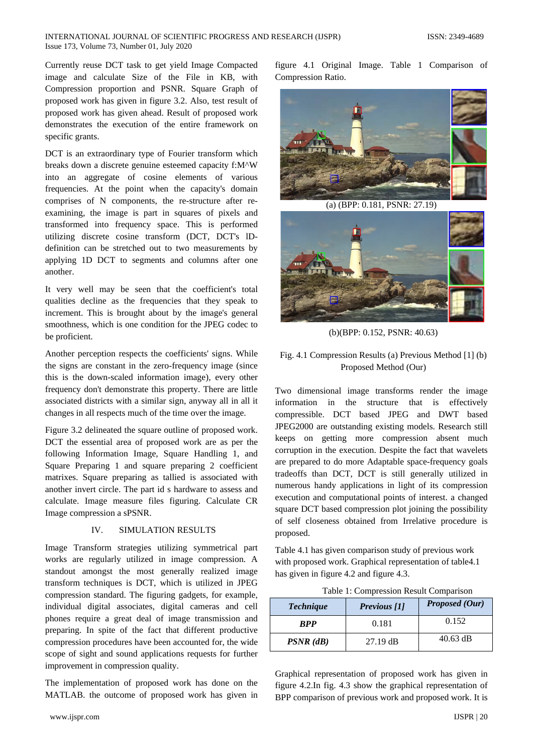Currently reuse DCT task to get yield Image Compacted image and calculate Size of the File in KB, with Compression proportion and PSNR. Square Graph of proposed work has given in figure 3.2. Also, test result of proposed work has given ahead. Result of proposed work demonstrates the execution of the entire framework on specific grants.

DCT is an extraordinary type of Fourier transform which breaks down a discrete genuine esteemed capacity f:M^W into an aggregate of cosine elements of various frequencies. At the point when the capacity's domain comprises of N components, the re-structure after re-examining, the image is part in squares of pixels and transformed into frequency space. This is performed utilizing discrete cosine transform (DCT, DCT's lD-definition can be stretched out to two measurements by applying 1D DCT to segments and columns after one another.

It very well may be seen that the coefficient's total qualities decline as the frequencies that they speak to increment. This is brought about by the image's general smoothness, which is one condition for the JPEG codec to be proficient.

Another perception respects the coefficients' signs. While the signs are constant in the zero-frequency image (since this is the down-scaled information image), every other frequency don't demonstrate this property. There are little associated districts with a similar sign, anyway all in all it changes in all respects much of the time over the image.

Figure 3.2 delineated the square outline of proposed work. DCT the essential area of proposed work are as per the following Information Image, Square Handling 1, and Square Preparing 1 and square preparing 2 coefficient matrixes. Square preparing as tallied is associated with another invert circle. The part id s hardware to assess and calculate. Image measure files figuring. Calculate CR Image compression a sPSNR.

## IV. SIMULATION RESULTS

Image Transform strategies utilizing symmetrical part works are regularly utilized in image compression. A standout amongst the most generally realized image transform techniques is DCT, which is utilized in JPEG compression standard. The figuring gadgets, for example, individual digital associates, digital cameras and cell phones require a great deal of image transmission and preparing. In spite of the fact that different productive compression procedures have been accounted for, the wide scope of sight and sound applications requests for further improvement in compression quality.

The implementation of proposed work has done on the MATLAB. the outcome of proposed work has given in figure 4.1 Original Image. Table 1 Comparison of Compression Ratio.

(a) (BPP: 0.181, PSNR: 27.19)

(b)(BPP: 0.152, PSNR: 40.63)

Fig. 4.1 Compression Results (a) Previous Method [1] (b) Proposed Method (Our)

Two dimensional image transforms render the image information in the structure that is effectively compressible. DCT based JPEG and DWT based JPEG2000 are outstanding existing models. Research still keeps on getting more compression absent much corruption in the execution. Despite the fact that wavelets are prepared to do more Adaptable space-frequency goals tradeoffs than DCT, DCT is still generally utilized in numerous handy applications in light of its compression execution and computational points of interest. a changed square DCT based compression plot joining the possibility of self closeness obtained from Irrelative procedure is proposed.

Table 4.1 has given comparison study of previous work with proposed work. Graphical representation of table4.1 has given in figure 4.2 and figure 4.3.

Table 1: Compression Result Comparison

| ***Technique*** | ***Previous [1]*** | ***Proposed (Our)*** |
|---|---|---|
| ***BPP*** | 0.181 | 0.152 |
| ***PSNR (dB)*** | 27.19 dB | 40.63 dB |

Graphical representation of proposed work has given in figure 4.2.In fig. 4.3 show the graphical representation of BPP comparison of previous work and proposed work. It is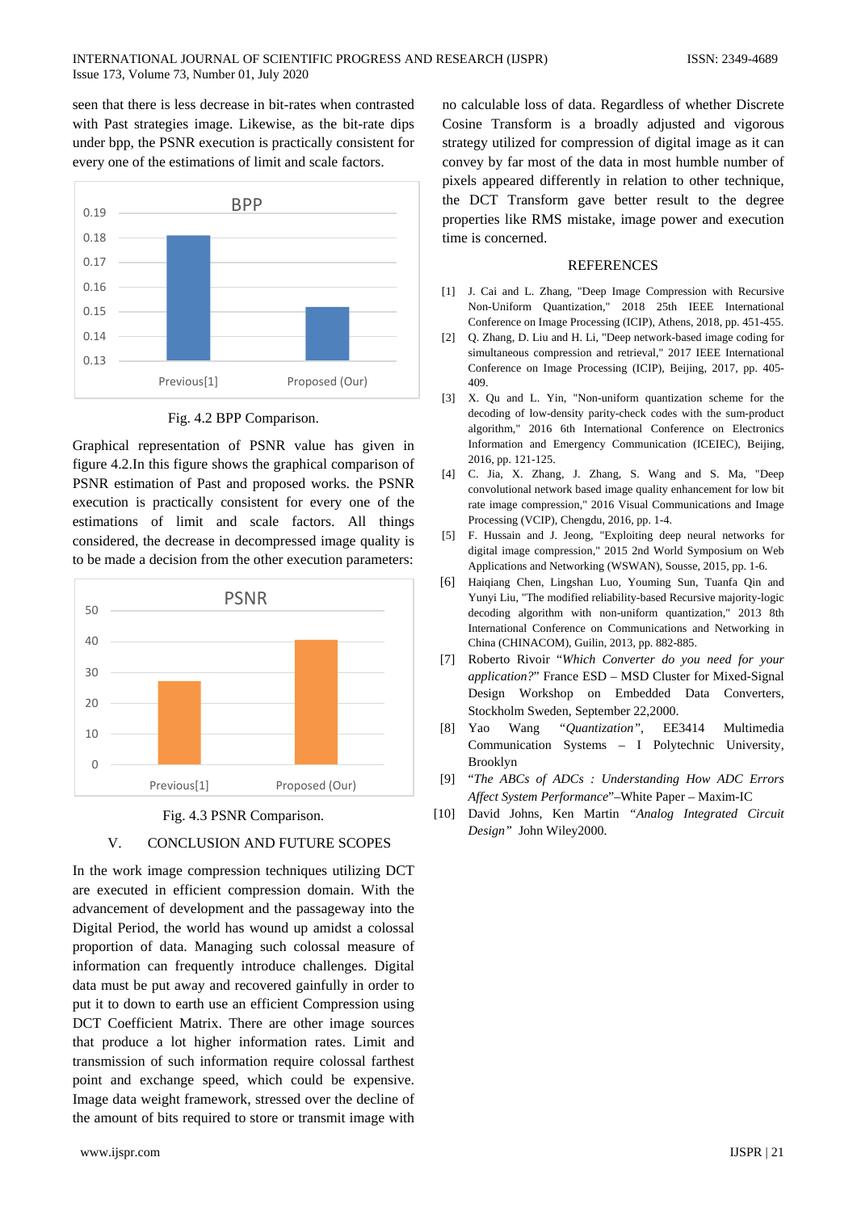seen that there is less decrease in bit-rates when contrasted with Past strategies image. Likewise, as the bit-rate dips under bpp, the PSNR execution is practically consistent for every one of the estimations of limit and scale factors.

BPP

0.19
0.18
0.17
0.16
0.15
0.14
0.13

Previous[1]
Proposed (Our)

Fig. 4.2 BPP Comparison.

Graphical representation of PSNR value has given in figure 4.2.In this figure shows the graphical comparison of PSNR estimation of Past and proposed works. the PSNR execution is practically consistent for every one of the estimations of limit and scale factors. All things considered, the decrease in decompressed image quality is to be made a decision from the other execution parameters:

PSNR

50
40
30
20
10
0

Previous[1]
Proposed (Our)

Fig. 4.3 PSNR Comparison.

## V. CONCLUSION AND FUTURE SCOPES

In the work image compression techniques utilizing DCT are executed in efficient compression domain. With the advancement of development and the passageway into the Digital Period, the world has wound up amidst a colossal proportion of data. Managing such colossal measure of information can frequently introduce challenges. Digital data must be put away and recovered gainfully in order to put it to down to earth use an efficient Compression using DCT Coefficient Matrix. There are other image sources that produce a lot higher information rates. Limit and transmission of such information require colossal farthest point and exchange speed, which could be expensive. Image data weight framework, stressed over the decline of the amount of bits required to store or transmit image with no calculable loss of data. Regardless of whether Discrete Cosine Transform is a broadly adjusted and vigorous strategy utilized for compression of digital image as it can convey by far most of the data in most humble number of pixels appeared differently in relation to other technique, the DCT Transform gave better result to the degree properties like RMS mistake, image power and execution time is concerned.

## REFERENCES

[1] J. Cai and L. Zhang, "Deep Image Compression with Recursive Non-Uniform Quantization," 2018 25th IEEE International Conference on Image Processing (ICIP), Athens, 2018, pp. 451-455.

[2] Q. Zhang, D. Liu and H. Li, "Deep network-based image coding for simultaneous compression and retrieval," 2017 IEEE International Conference on Image Processing (ICIP), Beijing, 2017, pp. 405-409.

[3] X. Qu and L. Yin, "Non-uniform quantization scheme for the decoding of low-density parity-check codes with the sum-product algorithm," 2016 6th International Conference on Electronics Information and Emergency Communication (ICEIEC), Beijing, 2016, pp. 121-125.

[4] C. Jia, X. Zhang, J. Zhang, S. Wang and S. Ma, "Deep convolutional network based image quality enhancement for low bit rate image compression," 2016 Visual Communications and Image Processing (VCIP), Chengdu, 2016, pp. 1-4.

[5] F. Hussain and J. Jeong, "Exploiting deep neural networks for digital image compression," 2015 2nd World Symposium on Web Applications and Networking (WSWAN), Sousse, 2015, pp. 1-6.

[6] Haiqiang Chen, Lingshan Luo, Youming Sun, Tuanfa Qin and Yunyi Liu, "The modified reliability-based Recursive majority-logic decoding algorithm with non-uniform quantization," 2013 8th International Conference on Communications and Networking in China (CHINACOM), Guilin, 2013, pp. 882-885.

[7] Roberto Rivoir "*Which Converter do you need for your application?*" France ESD – MSD Cluster for Mixed-Signal Design Workshop on Embedded Data Converters, Stockholm Sweden, September 22,2000.

[8] Yao Wang "*Quantization*", EE3414 Multimedia Communication Systems – I Polytechnic University, Brooklyn

[9] "*The ABCs of ADCs : Understanding How ADC Errors Affect System Performance*"–White Paper – Maxim-IC

[10] David Johns, Ken Martin "*Analog Integrated Circuit Design*" John Wiley2000.